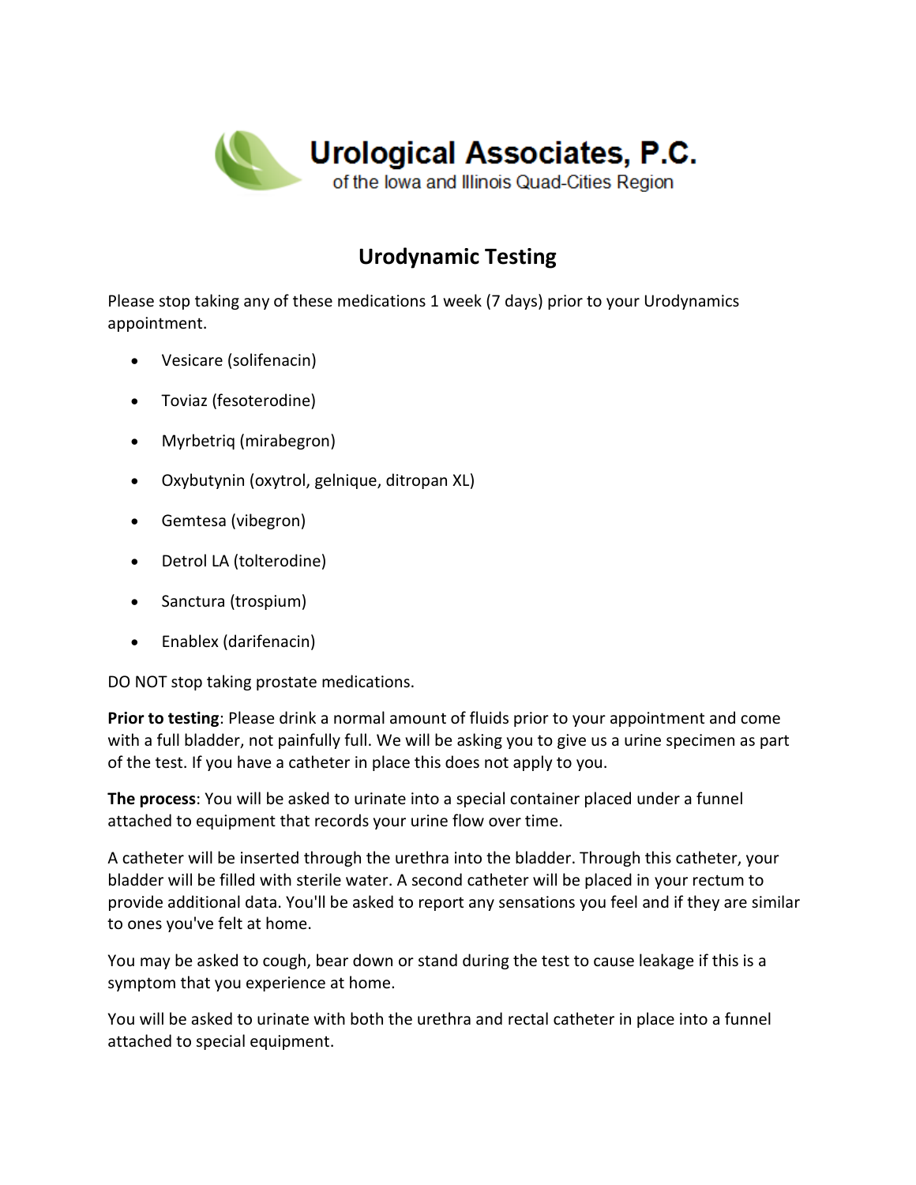Urological Associates, P.C.
of the Iowa and Illinois Quad-Cities Region

# Urodynamic Testing

Please stop taking any of these medications 1 week (7 days) prior to your Urodynamics appointment.

- Vesicare (solifenacin)
- Toviaz (fesoterodine)
- Myrbetriq (mirabegron)
- Oxybutynin (oxytrol, gelnique, ditropan XL)
- Gemtesa (vibegron)
- Detrol LA (tolterodine)
- Sanctura (trospium)
- Enablex (darifenacin)

DO NOT stop taking prostate medications.

**Prior to testing**: Please drink a normal amount of fluids prior to your appointment and come with a full bladder, not painfully full. We will be asking you to give us a urine specimen as part of the test. If you have a catheter in place this does not apply to you.

**The process**: You will be asked to urinate into a special container placed under a funnel attached to equipment that records your urine flow over time.

A catheter will be inserted through the urethra into the bladder. Through this catheter, your bladder will be filled with sterile water. A second catheter will be placed in your rectum to provide additional data. You'll be asked to report any sensations you feel and if they are similar to ones you've felt at home.

You may be asked to cough, bear down or stand during the test to cause leakage if this is a symptom that you experience at home.

You will be asked to urinate with both the urethra and rectal catheter in place into a funnel attached to special equipment.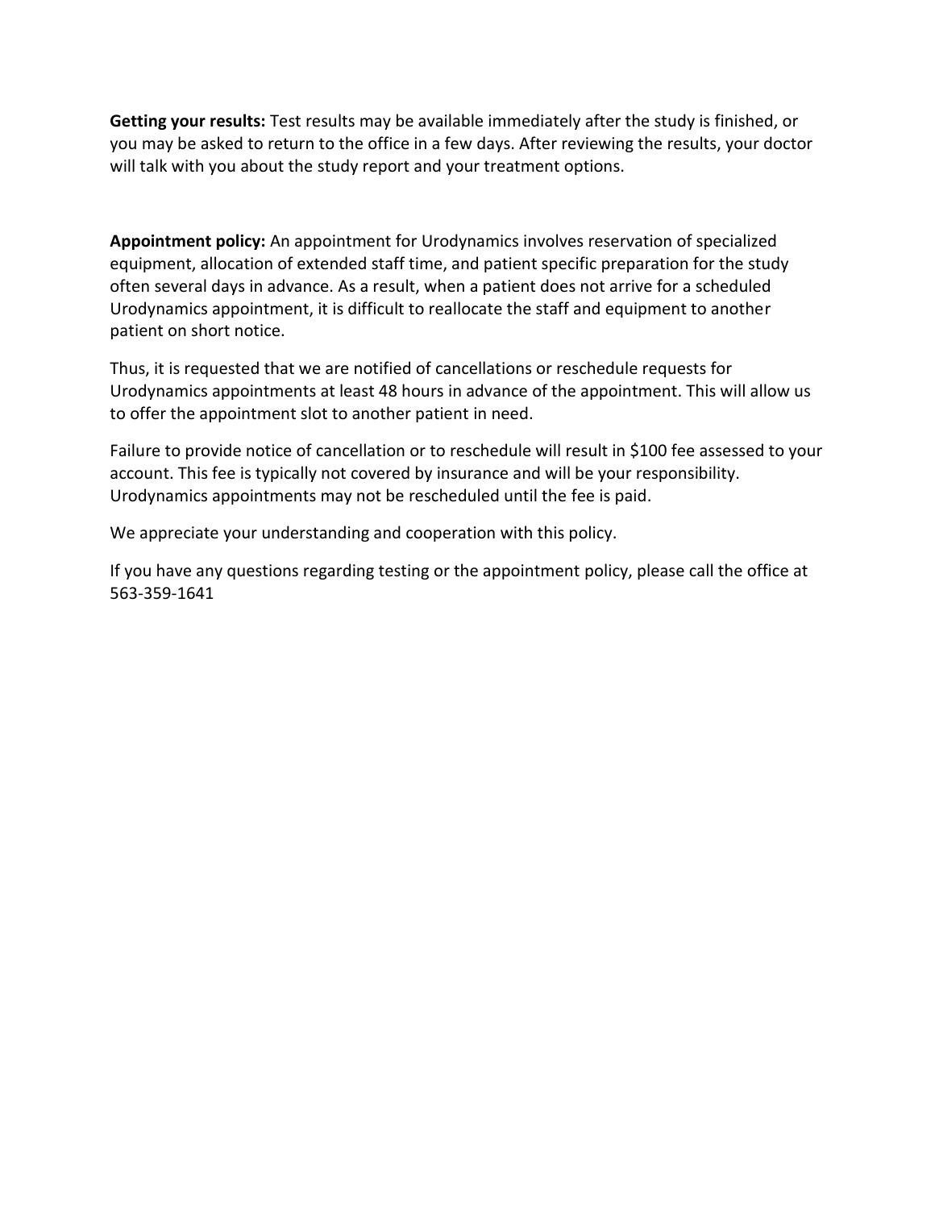**Getting your results:** Test results may be available immediately after the study is finished, or you may be asked to return to the office in a few days. After reviewing the results, your doctor will talk with you about the study report and your treatment options.

**Appointment policy:** An appointment for Urodynamics involves reservation of specialized equipment, allocation of extended staff time, and patient specific preparation for the study often several days in advance. As a result, when a patient does not arrive for a scheduled Urodynamics appointment, it is difficult to reallocate the staff and equipment to another patient on short notice.

Thus, it is requested that we are notified of cancellations or reschedule requests for Urodynamics appointments at least 48 hours in advance of the appointment. This will allow us to offer the appointment slot to another patient in need.

Failure to provide notice of cancellation or to reschedule will result in $100 fee assessed to your account. This fee is typically not covered by insurance and will be your responsibility. Urodynamics appointments may not be rescheduled until the fee is paid.

We appreciate your understanding and cooperation with this policy.

If you have any questions regarding testing or the appointment policy, please call the office at 563-359-1641